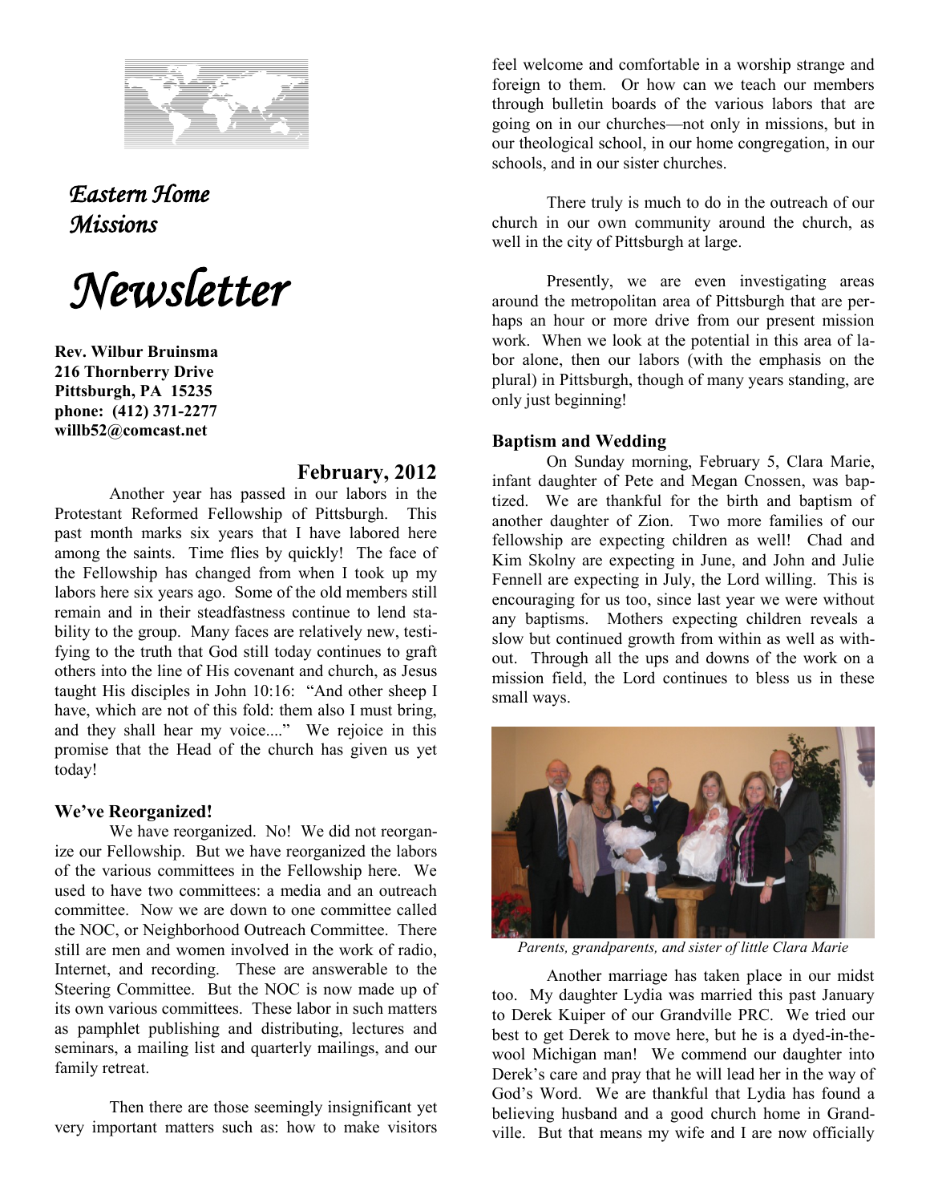# Eastern Home Missions

# Newsletter

**Rev. Wilbur Bruinsma**
**216 Thornberry Drive**
**Pittsburgh, PA 15235**
**phone: (412) 371-2277**
**willb52@comcast.net**

## February, 2012

Another year has passed in our labors in the Protestant Reformed Fellowship of Pittsburgh. This past month marks six years that I have labored here among the saints. Time flies by quickly! The face of the Fellowship has changed from when I took up my labors here six years ago. Some of the old members still remain and in their steadfastness continue to lend stability to the group. Many faces are relatively new, testifying to the truth that God still today continues to graft others into the line of His covenant and church, as Jesus taught His disciples in John 10:16: "And other sheep I have, which are not of this fold: them also I must bring, and they shall hear my voice...." We rejoice in this promise that the Head of the church has given us yet today!

### We've Reorganized!

We have reorganized. No! We did not reorganize our Fellowship. But we have reorganized the labors of the various committees in the Fellowship here. We used to have two committees: a media and an outreach committee. Now we are down to one committee called the NOC, or Neighborhood Outreach Committee. There still are men and women involved in the work of radio, Internet, and recording. These are answerable to the Steering Committee. But the NOC is now made up of its own various committees. These labor in such matters as pamphlet publishing and distributing, lectures and seminars, a mailing list and quarterly mailings, and our family retreat.

Then there are those seemingly insignificant yet very important matters such as: how to make visitors feel welcome and comfortable in a worship strange and foreign to them. Or how can we teach our members through bulletin boards of the various labors that are going on in our churches—not only in missions, but in our theological school, in our home congregation, in our schools, and in our sister churches.

There truly is much to do in the outreach of our church in our own community around the church, as well in the city of Pittsburgh at large.

Presently, we are even investigating areas around the metropolitan area of Pittsburgh that are perhaps an hour or more drive from our present mission work. When we look at the potential in this area of labor alone, then our labors (with the emphasis on the plural) in Pittsburgh, though of many years standing, are only just beginning!

### Baptism and Wedding

On Sunday morning, February 5, Clara Marie, infant daughter of Pete and Megan Cnossen, was baptized. We are thankful for the birth and baptism of another daughter of Zion. Two more families of our fellowship are expecting children as well! Chad and Kim Skolny are expecting in June, and John and Julie Fennell are expecting in July, the Lord willing. This is encouraging for us too, since last year we were without any baptisms. Mothers expecting children reveals a slow but continued growth from within as well as without. Through all the ups and downs of the work on a mission field, the Lord continues to bless us in these small ways.

*Parents, grandparents, and sister of little Clara Marie*

Another marriage has taken place in our midst too. My daughter Lydia was married this past January to Derek Kuiper of our Grandville PRC. We tried our best to get Derek to move here, but he is a dyed-in-the-wool Michigan man! We commend our daughter into Derek's care and pray that he will lead her in the way of God's Word. We are thankful that Lydia has found a believing husband and a good church home in Grandville. But that means my wife and I are now officially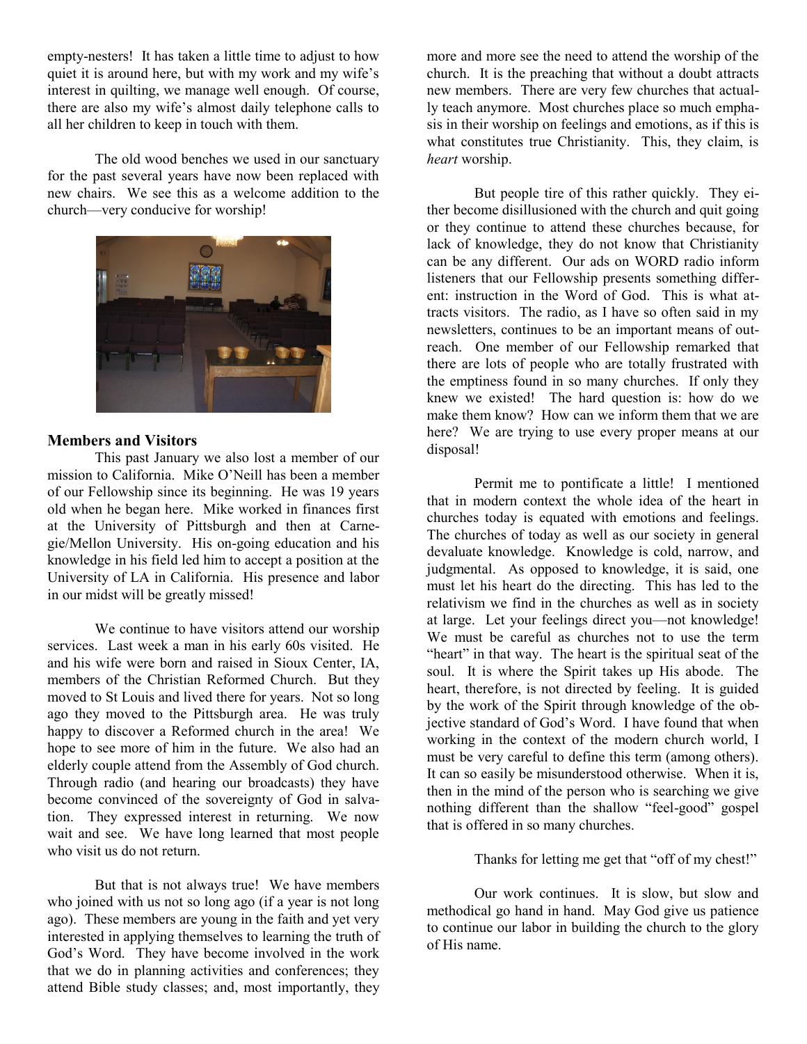empty-nesters! It has taken a little time to adjust to how quiet it is around here, but with my work and my wife's interest in quilting, we manage well enough. Of course, there are also my wife's almost daily telephone calls to all her children to keep in touch with them.

The old wood benches we used in our sanctuary for the past several years have now been replaced with new chairs. We see this as a welcome addition to the church—very conducive for worship!

### Members and Visitors

This past January we also lost a member of our mission to California. Mike O'Neill has been a member of our Fellowship since its beginning. He was 19 years old when he began here. Mike worked in finances first at the University of Pittsburgh and then at Carnegie/Mellon University. His on-going education and his knowledge in his field led him to accept a position at the University of LA in California. His presence and labor in our midst will be greatly missed!

We continue to have visitors attend our worship services. Last week a man in his early 60s visited. He and his wife were born and raised in Sioux Center, IA, members of the Christian Reformed Church. But they moved to St Louis and lived there for years. Not so long ago they moved to the Pittsburgh area. He was truly happy to discover a Reformed church in the area! We hope to see more of him in the future. We also had an elderly couple attend from the Assembly of God church. Through radio (and hearing our broadcasts) they have become convinced of the sovereignty of God in salvation. They expressed interest in returning. We now wait and see. We have long learned that most people who visit us do not return.

But that is not always true! We have members who joined with us not so long ago (if a year is not long ago). These members are young in the faith and yet very interested in applying themselves to learning the truth of God's Word. They have become involved in the work that we do in planning activities and conferences; they attend Bible study classes; and, most importantly, they more and more see the need to attend the worship of the church. It is the preaching that without a doubt attracts new members. There are very few churches that actually teach anymore. Most churches place so much emphasis in their worship on feelings and emotions, as if this is what constitutes true Christianity. This, they claim, is *heart* worship.

But people tire of this rather quickly. They either become disillusioned with the church and quit going or they continue to attend these churches because, for lack of knowledge, they do not know that Christianity can be any different. Our ads on WORD radio inform listeners that our Fellowship presents something different: instruction in the Word of God. This is what attracts visitors. The radio, as I have so often said in my newsletters, continues to be an important means of outreach. One member of our Fellowship remarked that there are lots of people who are totally frustrated with the emptiness found in so many churches. If only they knew we existed! The hard question is: how do we make them know? How can we inform them that we are here? We are trying to use every proper means at our disposal!

Permit me to pontificate a little! I mentioned that in modern context the whole idea of the heart in churches today is equated with emotions and feelings. The churches of today as well as our society in general devaluate knowledge. Knowledge is cold, narrow, and judgmental. As opposed to knowledge, it is said, one must let his heart do the directing. This has led to the relativism we find in the churches as well as in society at large. Let your feelings direct you—not knowledge! We must be careful as churches not to use the term "heart" in that way. The heart is the spiritual seat of the soul. It is where the Spirit takes up His abode. The heart, therefore, is not directed by feeling. It is guided by the work of the Spirit through knowledge of the objective standard of God's Word. I have found that when working in the context of the modern church world, I must be very careful to define this term (among others). It can so easily be misunderstood otherwise. When it is, then in the mind of the person who is searching we give nothing different than the shallow "feel-good" gospel that is offered in so many churches.

Thanks for letting me get that "off of my chest!"

Our work continues. It is slow, but slow and methodical go hand in hand. May God give us patience to continue our labor in building the church to the glory of His name.